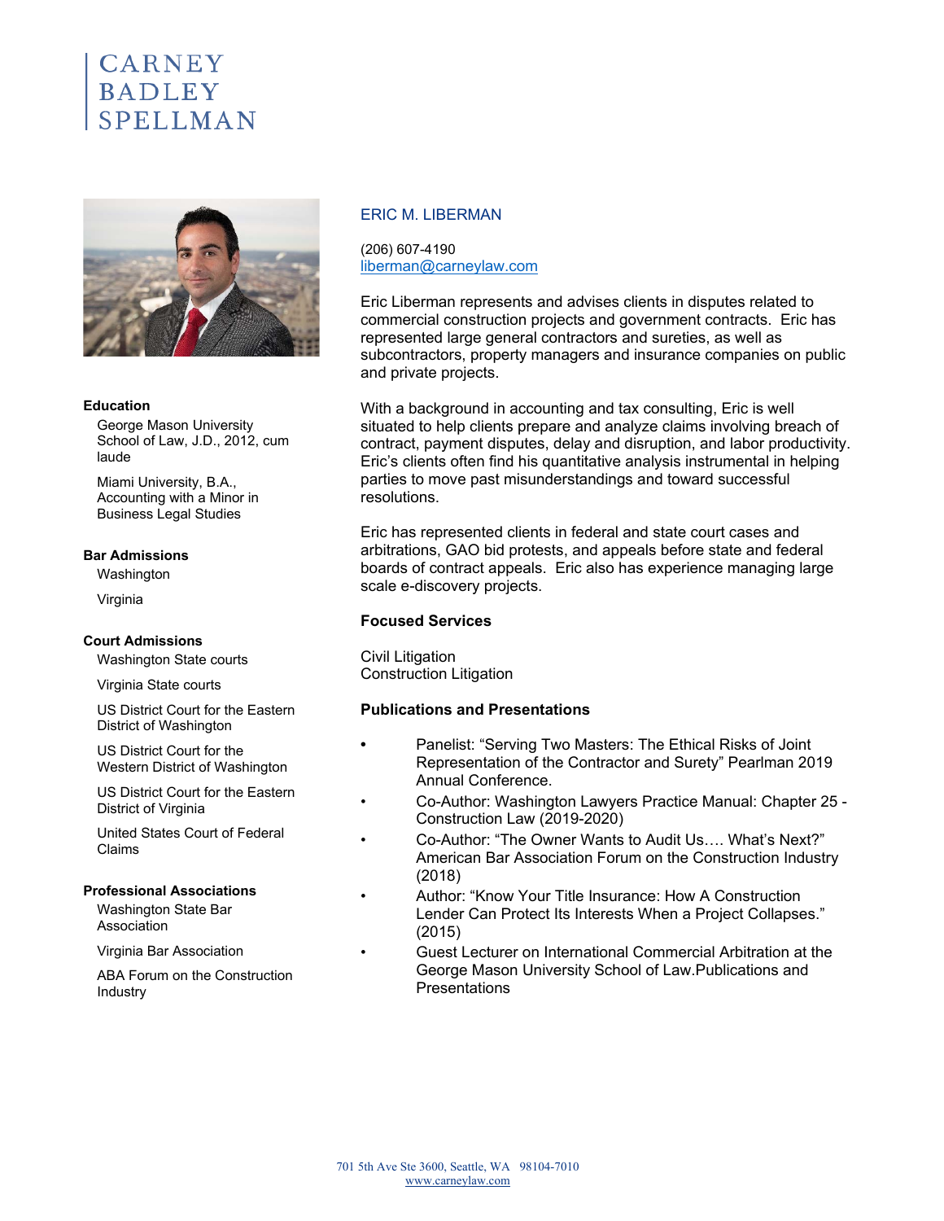CARNEY
BADLEY
SPELLMAN

# ERIC M. LIBERMAN

(206) 607-4190
liberman@carneylaw.com

Eric Liberman represents and advises clients in disputes related to commercial construction projects and government contracts. Eric has represented large general contractors and sureties, as well as subcontractors, property managers and insurance companies on public and private projects.

With a background in accounting and tax consulting, Eric is well situated to help clients prepare and analyze claims involving breach of contract, payment disputes, delay and disruption, and labor productivity. Eric's clients often find his quantitative analysis instrumental in helping parties to move past misunderstandings and toward successful resolutions.

Eric has represented clients in federal and state court cases and arbitrations, GAO bid protests, and appeals before state and federal boards of contract appeals. Eric also has experience managing large scale e-discovery projects.

### Focused Services

Civil Litigation
Construction Litigation

### Publications and Presentations

- Panelist: "Serving Two Masters: The Ethical Risks of Joint Representation of the Contractor and Surety" Pearlman 2019 Annual Conference.
- Co-Author: Washington Lawyers Practice Manual: Chapter 25 - Construction Law (2019-2020)
- Co-Author: "The Owner Wants to Audit Us…. What's Next?" American Bar Association Forum on the Construction Industry (2018)
- Author: "Know Your Title Insurance: How A Construction Lender Can Protect Its Interests When a Project Collapses." (2015)
- Guest Lecturer on International Commercial Arbitration at the George Mason University School of Law.Publications and Presentations

### Education

George Mason University School of Law, J.D., 2012, cum laude

Miami University, B.A., Accounting with a Minor in Business Legal Studies

### Bar Admissions

Washington

Virginia

### Court Admissions

Washington State courts

Virginia State courts

US District Court for the Eastern District of Washington

US District Court for the Western District of Washington

US District Court for the Eastern District of Virginia

United States Court of Federal Claims

### Professional Associations

Washington State Bar Association

Virginia Bar Association

ABA Forum on the Construction Industry

701 5th Ave Ste 3600, Seattle, WA 98104-7010
www.carneylaw.com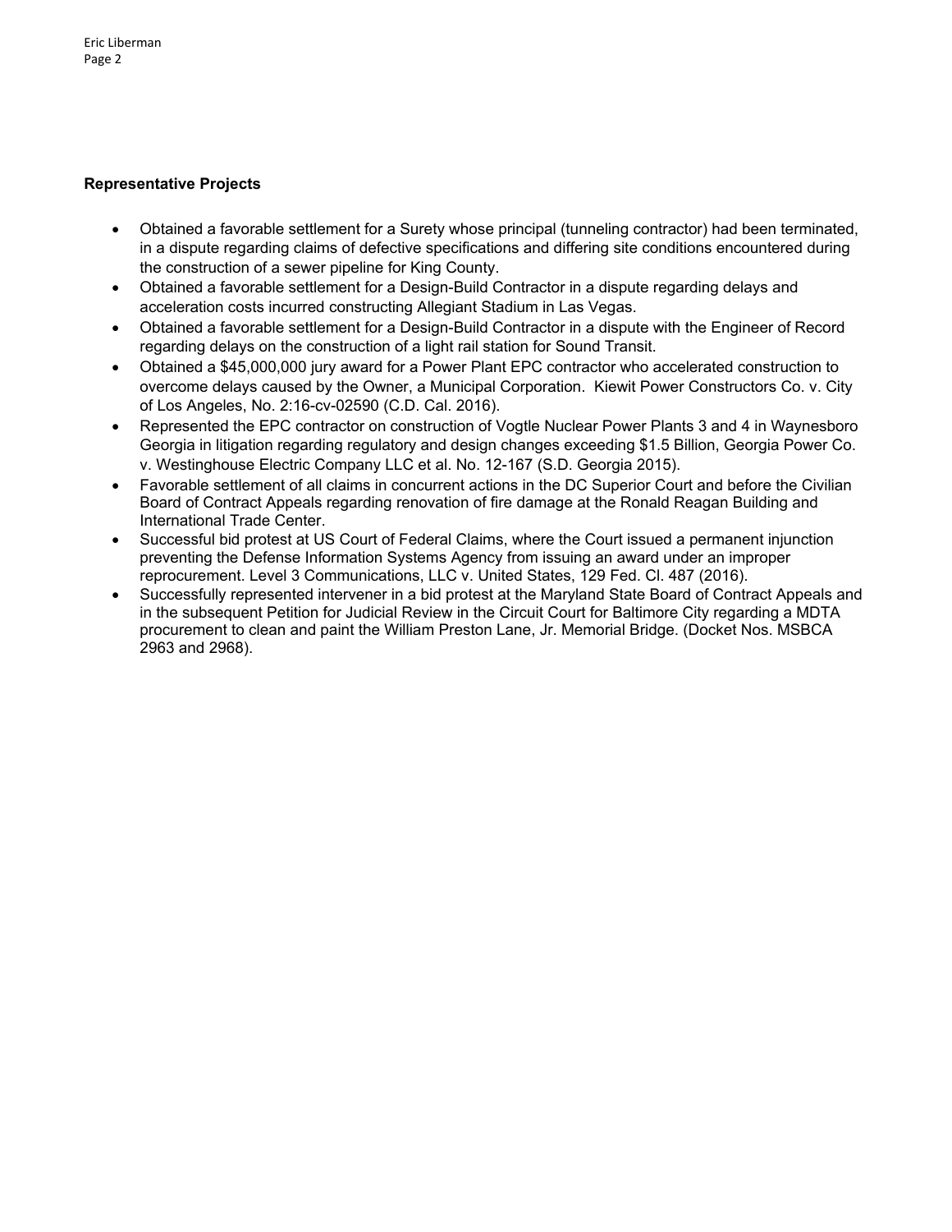**Representative Projects**

- Obtained a favorable settlement for a Surety whose principal (tunneling contractor) had been terminated, in a dispute regarding claims of defective specifications and differing site conditions encountered during the construction of a sewer pipeline for King County.
- Obtained a favorable settlement for a Design-Build Contractor in a dispute regarding delays and acceleration costs incurred constructing Allegiant Stadium in Las Vegas.
- Obtained a favorable settlement for a Design-Build Contractor in a dispute with the Engineer of Record regarding delays on the construction of a light rail station for Sound Transit.
- Obtained a $45,000,000 jury award for a Power Plant EPC contractor who accelerated construction to overcome delays caused by the Owner, a Municipal Corporation. Kiewit Power Constructors Co. v. City of Los Angeles, No. 2:16-cv-02590 (C.D. Cal. 2016).
- Represented the EPC contractor on construction of Vogtle Nuclear Power Plants 3 and 4 in Waynesboro Georgia in litigation regarding regulatory and design changes exceeding $1.5 Billion, Georgia Power Co. v. Westinghouse Electric Company LLC et al. No. 12-167 (S.D. Georgia 2015).
- Favorable settlement of all claims in concurrent actions in the DC Superior Court and before the Civilian Board of Contract Appeals regarding renovation of fire damage at the Ronald Reagan Building and International Trade Center.
- Successful bid protest at US Court of Federal Claims, where the Court issued a permanent injunction preventing the Defense Information Systems Agency from issuing an award under an improper reprocurement. Level 3 Communications, LLC v. United States, 129 Fed. Cl. 487 (2016).
- Successfully represented intervener in a bid protest at the Maryland State Board of Contract Appeals and in the subsequent Petition for Judicial Review in the Circuit Court for Baltimore City regarding a MDTA procurement to clean and paint the William Preston Lane, Jr. Memorial Bridge. (Docket Nos. MSBCA 2963 and 2968).